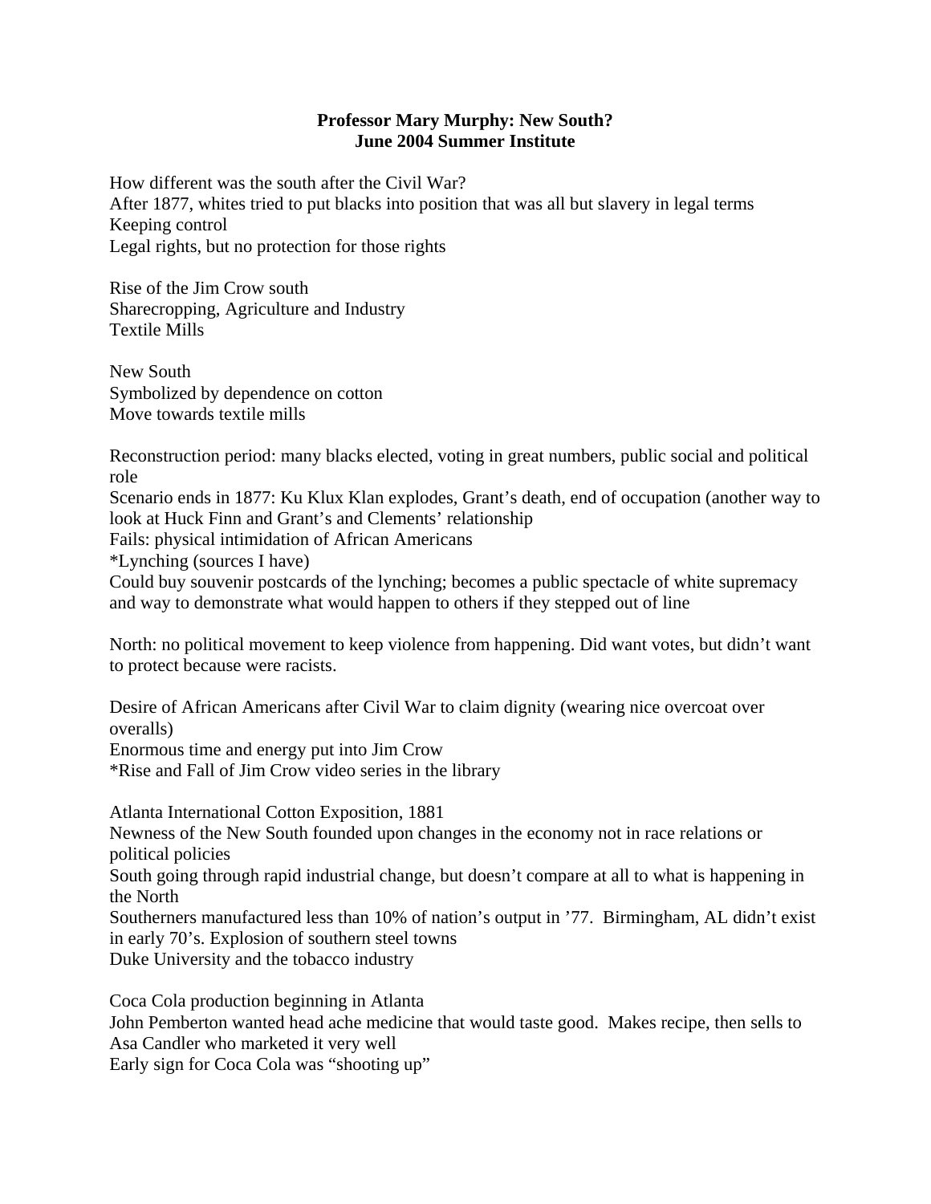**Professor Mary Murphy: New South?**
**June 2004 Summer Institute**

How different was the south after the Civil War?
After 1877, whites tried to put blacks into position that was all but slavery in legal terms
Keeping control
Legal rights, but no protection for those rights

Rise of the Jim Crow south
Sharecropping, Agriculture and Industry
Textile Mills

New South
Symbolized by dependence on cotton
Move towards textile mills

Reconstruction period: many blacks elected, voting in great numbers, public social and political role
Scenario ends in 1877: Ku Klux Klan explodes, Grant's death, end of occupation (another way to look at Huck Finn and Grant's and Clements' relationship
Fails: physical intimidation of African Americans
*Lynching (sources I have)
Could buy souvenir postcards of the lynching; becomes a public spectacle of white supremacy and way to demonstrate what would happen to others if they stepped out of line

North: no political movement to keep violence from happening. Did want votes, but didn't want to protect because were racists.

Desire of African Americans after Civil War to claim dignity (wearing nice overcoat over overalls)
Enormous time and energy put into Jim Crow
*Rise and Fall of Jim Crow video series in the library

Atlanta International Cotton Exposition, 1881
Newness of the New South founded upon changes in the economy not in race relations or political policies
South going through rapid industrial change, but doesn't compare at all to what is happening in the North
Southerners manufactured less than 10% of nation's output in '77. Birmingham, AL didn't exist in early 70's. Explosion of southern steel towns
Duke University and the tobacco industry

Coca Cola production beginning in Atlanta
John Pemberton wanted head ache medicine that would taste good. Makes recipe, then sells to Asa Candler who marketed it very well
Early sign for Coca Cola was "shooting up"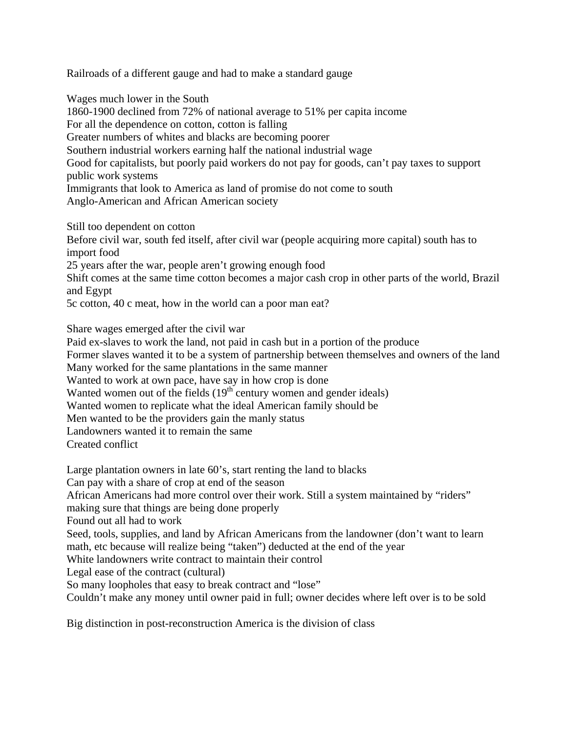Railroads of a different gauge and had to make a standard gauge

Wages much lower in the South
1860-1900 declined from 72% of national average to 51% per capita income
For all the dependence on cotton, cotton is falling
Greater numbers of whites and blacks are becoming poorer
Southern industrial workers earning half the national industrial wage
Good for capitalists, but poorly paid workers do not pay for goods, can't pay taxes to support public work systems
Immigrants that look to America as land of promise do not come to south
Anglo-American and African American society

Still too dependent on cotton
Before civil war, south fed itself, after civil war (people acquiring more capital) south has to import food
25 years after the war, people aren't growing enough food
Shift comes at the same time cotton becomes a major cash crop in other parts of the world, Brazil and Egypt
5c cotton, 40 c meat, how in the world can a poor man eat?

Share wages emerged after the civil war
Paid ex-slaves to work the land, not paid in cash but in a portion of the produce
Former slaves wanted it to be a system of partnership between themselves and owners of the land
Many worked for the same plantations in the same manner
Wanted to work at own pace, have say in how crop is done
Wanted women out of the fields (19th century women and gender ideals)
Wanted women to replicate what the ideal American family should be
Men wanted to be the providers gain the manly status
Landowners wanted it to remain the same
Created conflict

Large plantation owners in late 60's, start renting the land to blacks
Can pay with a share of crop at end of the season
African Americans had more control over their work. Still a system maintained by "riders" making sure that things are being done properly
Found out all had to work
Seed, tools, supplies, and land by African Americans from the landowner (don't want to learn math, etc because will realize being "taken") deducted at the end of the year
White landowners write contract to maintain their control
Legal ease of the contract (cultural)
So many loopholes that easy to break contract and "lose"
Couldn't make any money until owner paid in full; owner decides where left over is to be sold

Big distinction in post-reconstruction America is the division of class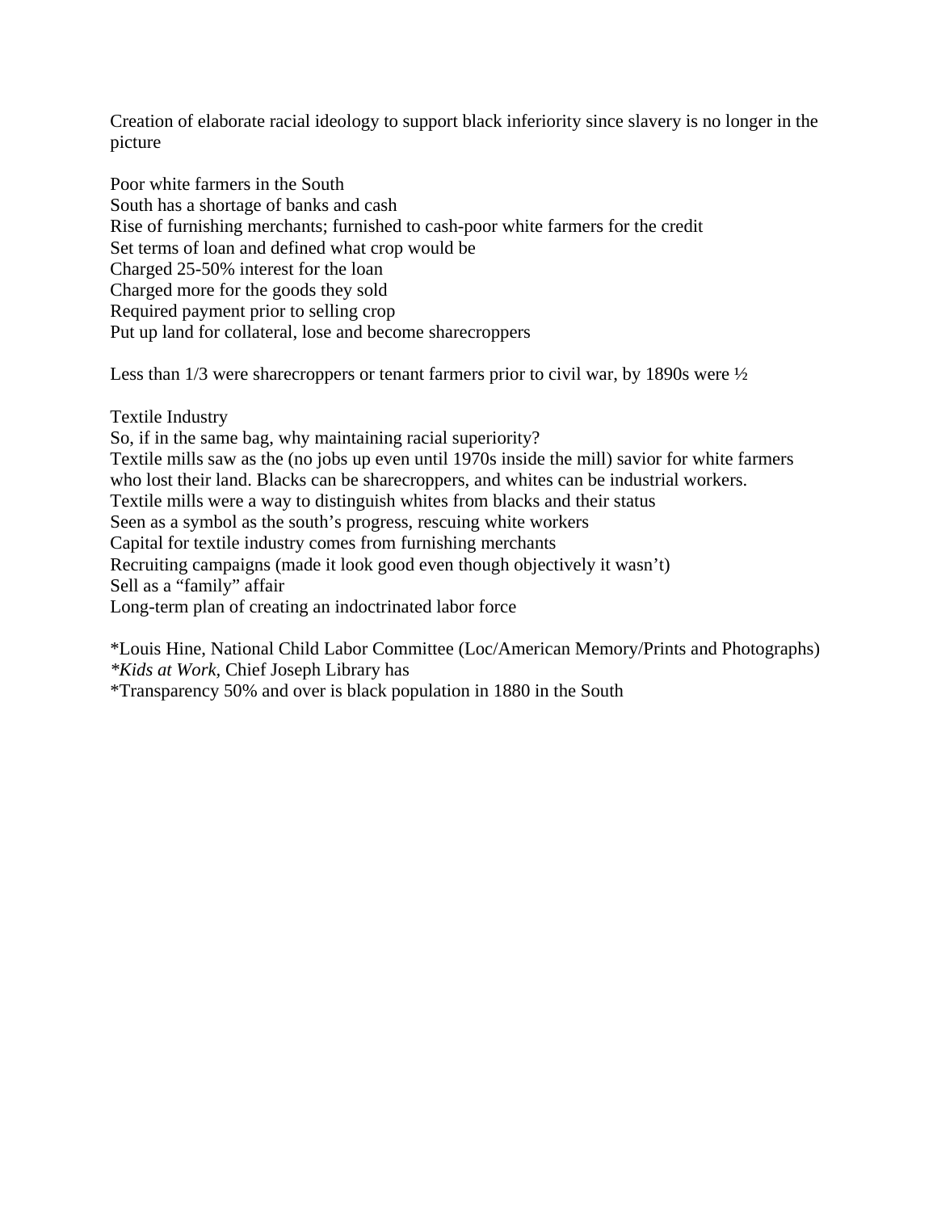Creation of elaborate racial ideology to support black inferiority since slavery is no longer in the picture

Poor white farmers in the South
South has a shortage of banks and cash
Rise of furnishing merchants; furnished to cash-poor white farmers for the credit
Set terms of loan and defined what crop would be
Charged 25-50% interest for the loan
Charged more for the goods they sold
Required payment prior to selling crop
Put up land for collateral, lose and become sharecroppers

Less than 1/3 were sharecroppers or tenant farmers prior to civil war, by 1890s were ½

Textile Industry
So, if in the same bag, why maintaining racial superiority?
Textile mills saw as the (no jobs up even until 1970s inside the mill) savior for white farmers who lost their land. Blacks can be sharecroppers, and whites can be industrial workers.
Textile mills were a way to distinguish whites from blacks and their status
Seen as a symbol as the south's progress, rescuing white workers
Capital for textile industry comes from furnishing merchants
Recruiting campaigns (made it look good even though objectively it wasn't)
Sell as a "family" affair
Long-term plan of creating an indoctrinated labor force

*Louis Hine, National Child Labor Committee (Loc/American Memory/Prints and Photographs)
**Kids at Work*, Chief Joseph Library has
*Transparency 50% and over is black population in 1880 in the South